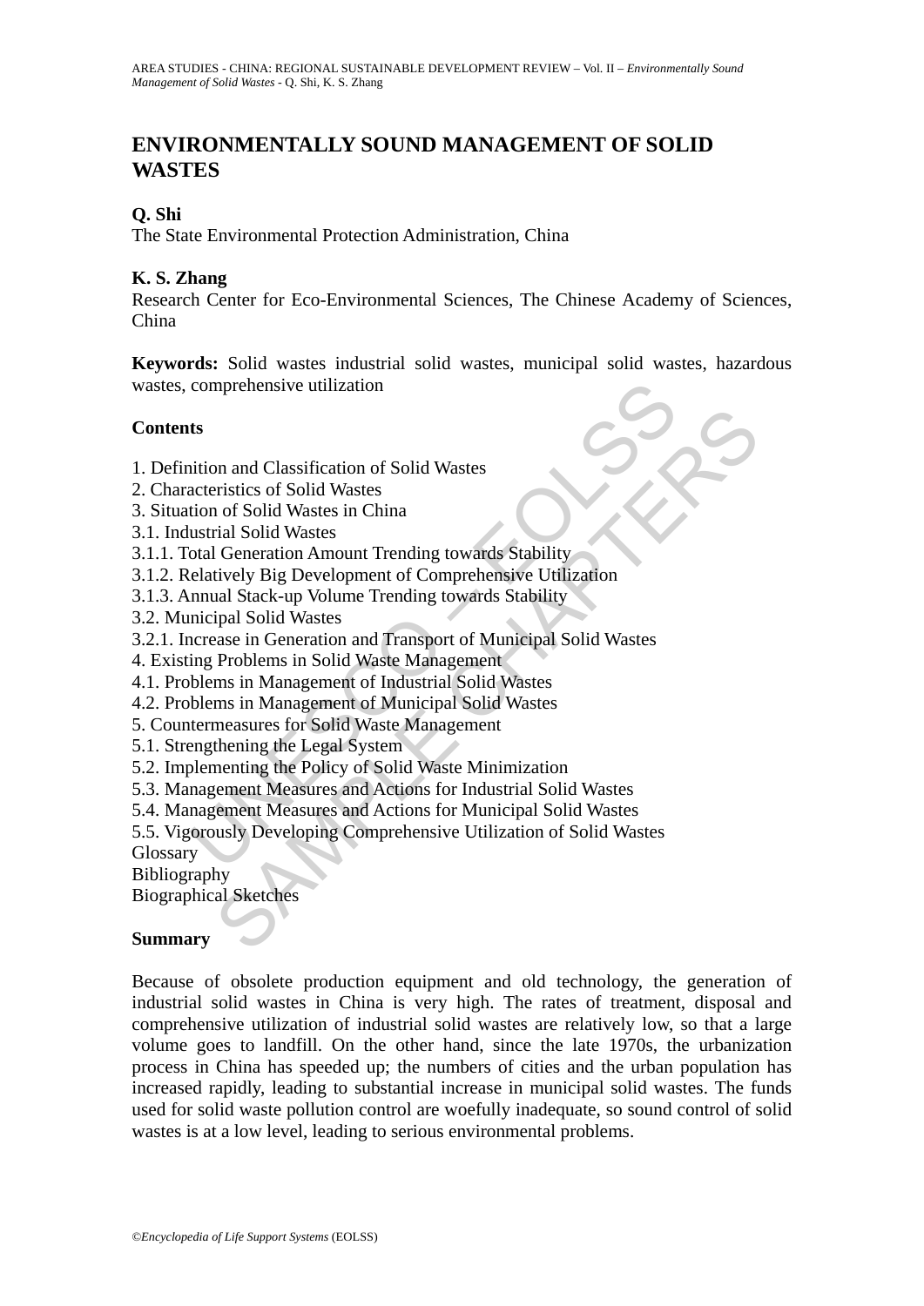# ENVIRONMENTALLY SOUND MANAGEMENT OF SOLID WASTES

**Q. Shi**
The State Environmental Protection Administration, China

**K. S. Zhang**
Research Center for Eco-Environmental Sciences, The Chinese Academy of Sciences, China

**Keywords:** Solid wastes industrial solid wastes, municipal solid wastes, hazardous wastes, comprehensive utilization

## Contents

1. Definition and Classification of Solid Wastes
2. Characteristics of Solid Wastes
3. Situation of Solid Wastes in China
3.1. Industrial Solid Wastes
3.1.1. Total Generation Amount Trending towards Stability
3.1.2. Relatively Big Development of Comprehensive Utilization
3.1.3. Annual Stack-up Volume Trending towards Stability
3.2. Municipal Solid Wastes
3.2.1. Increase in Generation and Transport of Municipal Solid Wastes
4. Existing Problems in Solid Waste Management
4.1. Problems in Management of Industrial Solid Wastes
4.2. Problems in Management of Municipal Solid Wastes
5. Countermeasures for Solid Waste Management
5.1. Strengthening the Legal System
5.2. Implementing the Policy of Solid Waste Minimization
5.3. Management Measures and Actions for Industrial Solid Wastes
5.4. Management Measures and Actions for Municipal Solid Wastes
5.5. Vigorously Developing Comprehensive Utilization of Solid Wastes
Glossary
Bibliography
Biographical Sketches

## Summary

Because of obsolete production equipment and old technology, the generation of industrial solid wastes in China is very high. The rates of treatment, disposal and comprehensive utilization of industrial solid wastes are relatively low, so that a large volume goes to landfill. On the other hand, since the late 1970s, the urbanization process in China has speeded up; the numbers of cities and the urban population has increased rapidly, leading to substantial increase in municipal solid wastes. The funds used for solid waste pollution control are woefully inadequate, so sound control of solid wastes is at a low level, leading to serious environmental problems.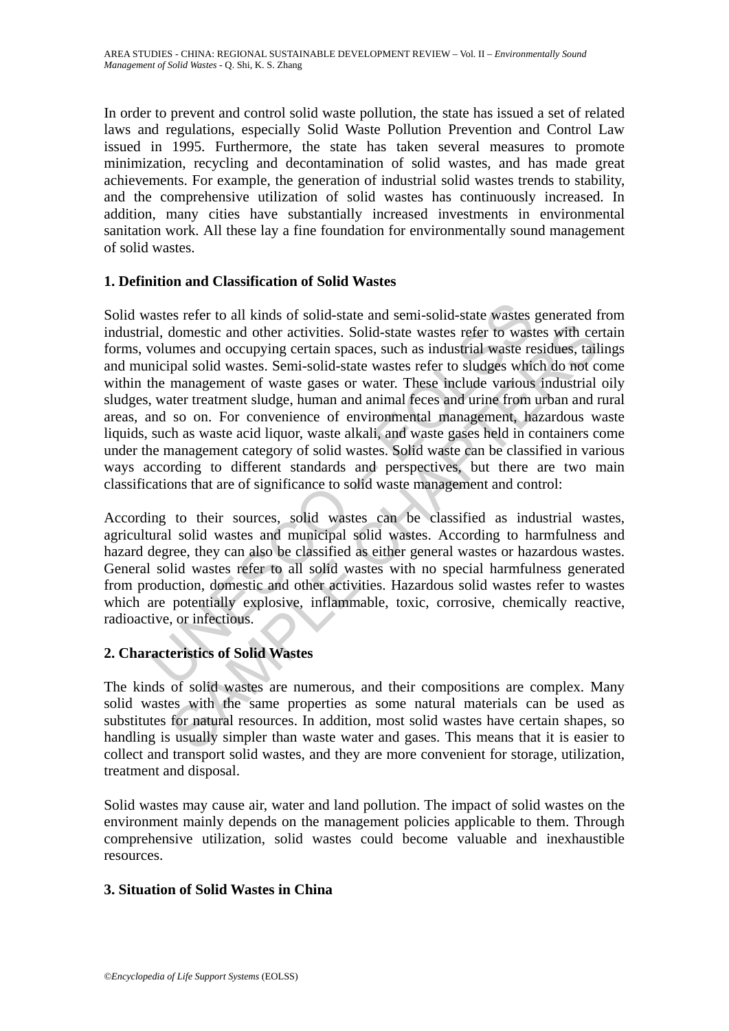In order to prevent and control solid waste pollution, the state has issued a set of related laws and regulations, especially Solid Waste Pollution Prevention and Control Law issued in 1995. Furthermore, the state has taken several measures to promote minimization, recycling and decontamination of solid wastes, and has made great achievements. For example, the generation of industrial solid wastes trends to stability, and the comprehensive utilization of solid wastes has continuously increased. In addition, many cities have substantially increased investments in environmental sanitation work. All these lay a fine foundation for environmentally sound management of solid wastes.

## 1. Definition and Classification of Solid Wastes

Solid wastes refer to all kinds of solid-state and semi-solid-state wastes generated from industrial, domestic and other activities. Solid-state wastes refer to wastes with certain forms, volumes and occupying certain spaces, such as industrial waste residues, tailings and municipal solid wastes. Semi-solid-state wastes refer to sludges which do not come within the management of waste gases or water. These include various industrial oily sludges, water treatment sludge, human and animal feces and urine from urban and rural areas, and so on. For convenience of environmental management, hazardous waste liquids, such as waste acid liquor, waste alkali, and waste gases held in containers come under the management category of solid wastes. Solid waste can be classified in various ways according to different standards and perspectives, but there are two main classifications that are of significance to solid waste management and control:

According to their sources, solid wastes can be classified as industrial wastes, agricultural solid wastes and municipal solid wastes. According to harmfulness and hazard degree, they can also be classified as either general wastes or hazardous wastes. General solid wastes refer to all solid wastes with no special harmfulness generated from production, domestic and other activities. Hazardous solid wastes refer to wastes which are potentially explosive, inflammable, toxic, corrosive, chemically reactive, radioactive, or infectious.

## 2. Characteristics of Solid Wastes

The kinds of solid wastes are numerous, and their compositions are complex. Many solid wastes with the same properties as some natural materials can be used as substitutes for natural resources. In addition, most solid wastes have certain shapes, so handling is usually simpler than waste water and gases. This means that it is easier to collect and transport solid wastes, and they are more convenient for storage, utilization, treatment and disposal.

Solid wastes may cause air, water and land pollution. The impact of solid wastes on the environment mainly depends on the management policies applicable to them. Through comprehensive utilization, solid wastes could become valuable and inexhaustible resources.

## 3. Situation of Solid Wastes in China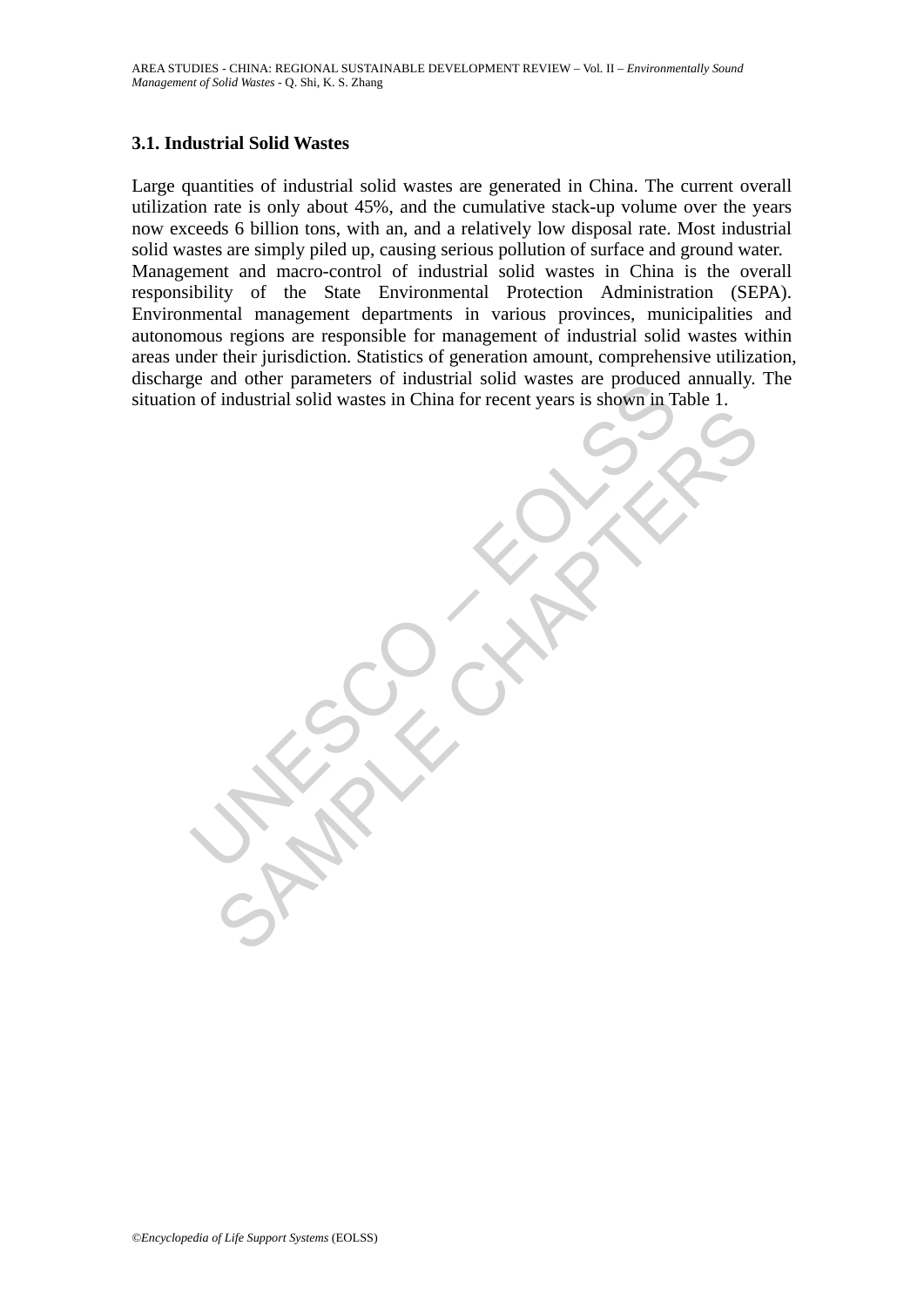### 3.1. Industrial Solid Wastes

Large quantities of industrial solid wastes are generated in China. The current overall utilization rate is only about 45%, and the cumulative stack-up volume over the years now exceeds 6 billion tons, with an, and a relatively low disposal rate. Most industrial solid wastes are simply piled up, causing serious pollution of surface and ground water. Management and macro-control of industrial solid wastes in China is the overall responsibility of the State Environmental Protection Administration (SEPA). Environmental management departments in various provinces, municipalities and autonomous regions are responsible for management of industrial solid wastes within areas under their jurisdiction. Statistics of generation amount, comprehensive utilization, discharge and other parameters of industrial solid wastes are produced annually. The situation of industrial solid wastes in China for recent years is shown in Table 1.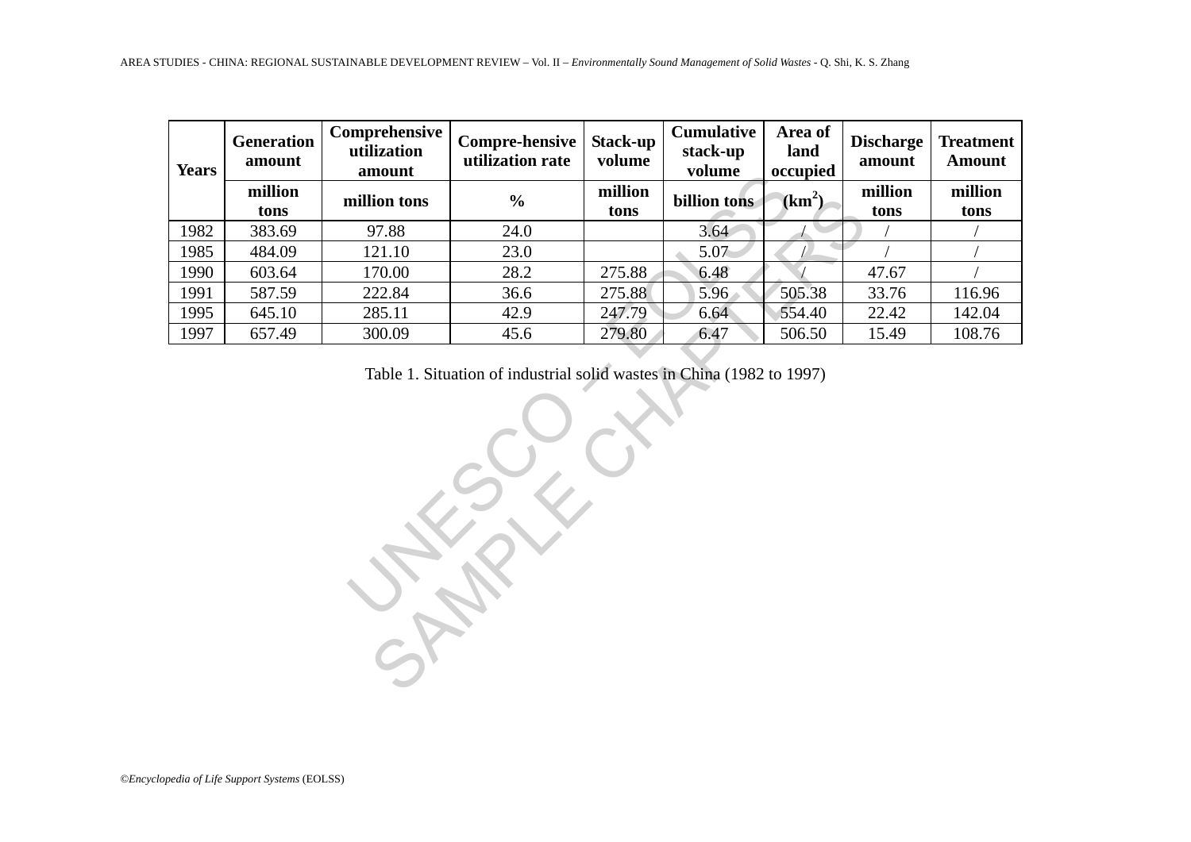| Years | Generation amount | Comprehensive utilization amount | Compre-hensive utilization rate | Stack-up volume | Cumulative stack-up volume | Area of land occupied | Discharge amount | Treatment Amount |
|---|---|---|---|---|---|---|---|---|
| | million tons | million tons | % | million tons | billion tons | ($km^2$) | million tons | million tons |
| 1982 | 383.69 | 97.88 | 24.0 | | 3.64 | / | / | / |
| 1985 | 484.09 | 121.10 | 23.0 | | 5.07 | / | / | / |
| 1990 | 603.64 | 170.00 | 28.2 | 275.88 | 6.48 | / | 47.67 | / |
| 1991 | 587.59 | 222.84 | 36.6 | 275.88 | 5.96 | 505.38 | 33.76 | 116.96 |
| 1995 | 645.10 | 285.11 | 42.9 | 247.79 | 6.64 | 554.40 | 22.42 | 142.04 |
| 1997 | 657.49 | 300.09 | 45.6 | 279.80 | 6.47 | 506.50 | 15.49 | 108.76 |

Table 1. Situation of industrial solid wastes in China (1982 to 1997)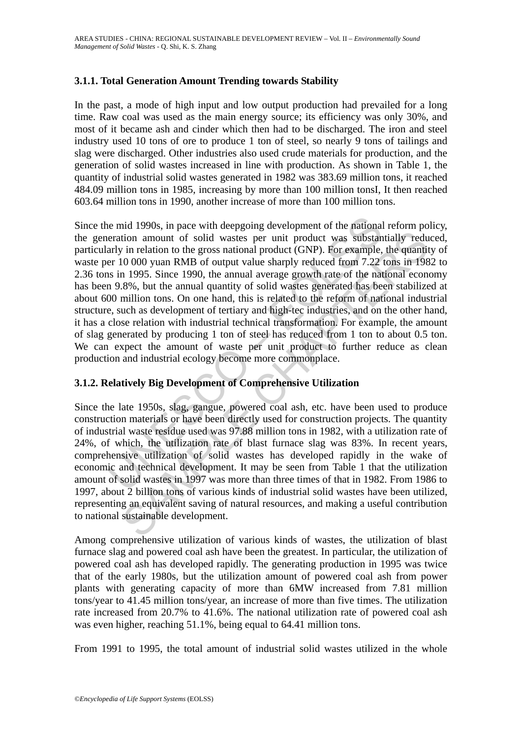### 3.1.1. Total Generation Amount Trending towards Stability

In the past, a mode of high input and low output production had prevailed for a long time. Raw coal was used as the main energy source; its efficiency was only 30%, and most of it became ash and cinder which then had to be discharged. The iron and steel industry used 10 tons of ore to produce 1 ton of steel, so nearly 9 tons of tailings and slag were discharged. Other industries also used crude materials for production, and the generation of solid wastes increased in line with production. As shown in Table 1, the quantity of industrial solid wastes generated in 1982 was 383.69 million tons, it reached 484.09 million tons in 1985, increasing by more than 100 million tonsI, It then reached 603.64 million tons in 1990, another increase of more than 100 million tons.

Since the mid 1990s, in pace with deepgoing development of the national reform policy, the generation amount of solid wastes per unit product was substantially reduced, particularly in relation to the gross national product (GNP). For example, the quantity of waste per 10 000 yuan RMB of output value sharply reduced from 7.22 tons in 1982 to 2.36 tons in 1995. Since 1990, the annual average growth rate of the national economy has been 9.8%, but the annual quantity of solid wastes generated has been stabilized at about 600 million tons. On one hand, this is related to the reform of national industrial structure, such as development of tertiary and high-tec industries, and on the other hand, it has a close relation with industrial technical transformation. For example, the amount of slag generated by producing 1 ton of steel has reduced from 1 ton to about 0.5 ton. We can expect the amount of waste per unit product to further reduce as clean production and industrial ecology become more commonplace.

### 3.1.2. Relatively Big Development of Comprehensive Utilization

Since the late 1950s, slag, gangue, powered coal ash, etc. have been used to produce construction materials or have been directly used for construction projects. The quantity of industrial waste residue used was 97.88 million tons in 1982, with a utilization rate of 24%, of which, the utilization rate of blast furnace slag was 83%. In recent years, comprehensive utilization of solid wastes has developed rapidly in the wake of economic and technical development. It may be seen from Table 1 that the utilization amount of solid wastes in 1997 was more than three times of that in 1982. From 1986 to 1997, about 2 billion tons of various kinds of industrial solid wastes have been utilized, representing an equivalent saving of natural resources, and making a useful contribution to national sustainable development.

Among comprehensive utilization of various kinds of wastes, the utilization of blast furnace slag and powered coal ash have been the greatest. In particular, the utilization of powered coal ash has developed rapidly. The generating production in 1995 was twice that of the early 1980s, but the utilization amount of powered coal ash from power plants with generating capacity of more than 6MW increased from 7.81 million tons/year to 41.45 million tons/year, an increase of more than five times. The utilization rate increased from 20.7% to 41.6%. The national utilization rate of powered coal ash was even higher, reaching 51.1%, being equal to 64.41 million tons.

From 1991 to 1995, the total amount of industrial solid wastes utilized in the whole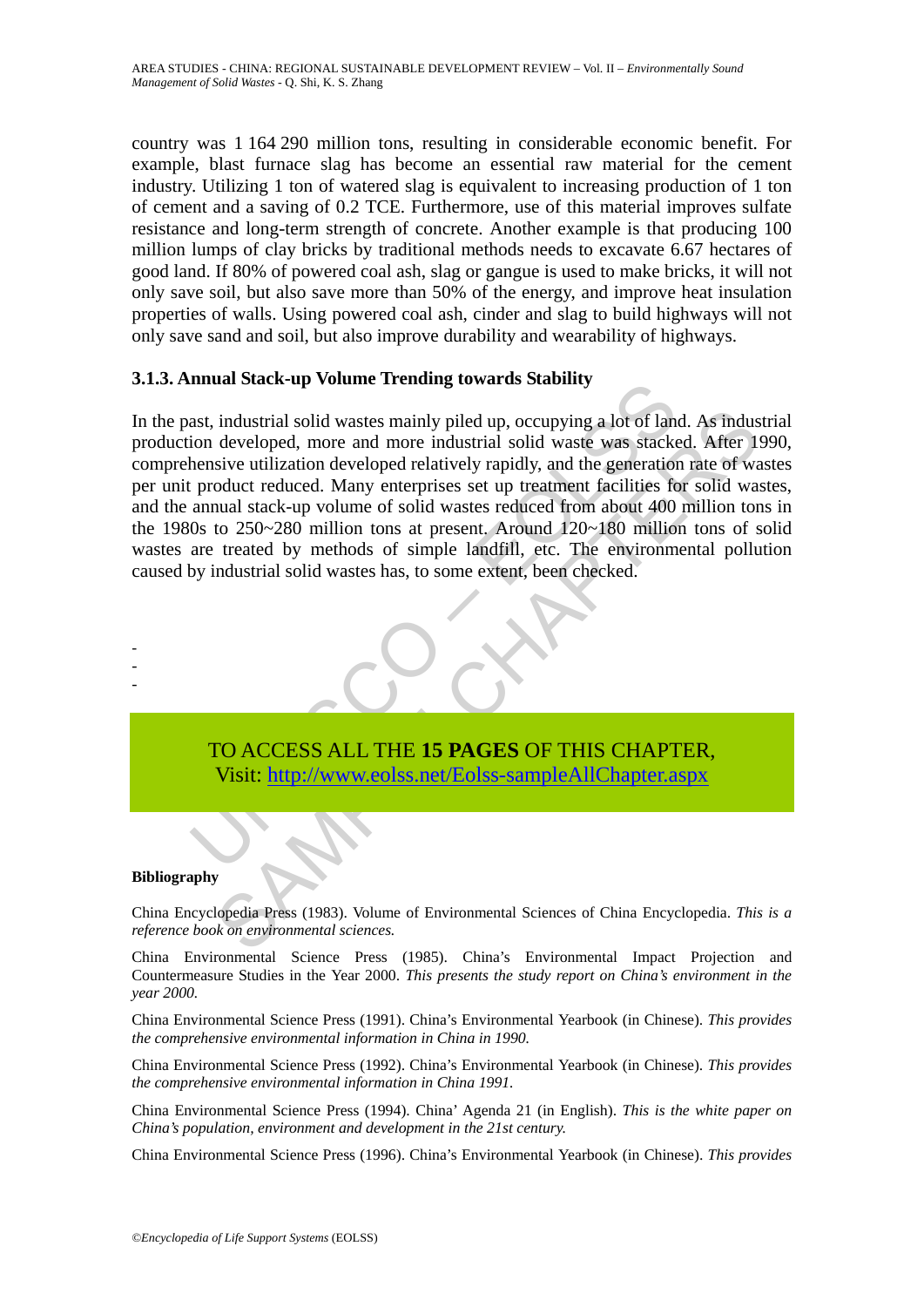country was 1 164 290 million tons, resulting in considerable economic benefit. For example, blast furnace slag has become an essential raw material for the cement industry. Utilizing 1 ton of watered slag is equivalent to increasing production of 1 ton of cement and a saving of 0.2 TCE. Furthermore, use of this material improves sulfate resistance and long-term strength of concrete. Another example is that producing 100 million lumps of clay bricks by traditional methods needs to excavate 6.67 hectares of good land. If 80% of powered coal ash, slag or gangue is used to make bricks, it will not only save soil, but also save more than 50% of the energy, and improve heat insulation properties of walls. Using powered coal ash, cinder and slag to build highways will not only save sand and soil, but also improve durability and wearability of highways.

### 3.1.3. Annual Stack-up Volume Trending towards Stability

In the past, industrial solid wastes mainly piled up, occupying a lot of land. As industrial production developed, more and more industrial solid waste was stacked. After 1990, comprehensive utilization developed relatively rapidly, and the generation rate of wastes per unit product reduced. Many enterprises set up treatment facilities for solid wastes, and the annual stack-up volume of solid wastes reduced from about 400 million tons in the 1980s to 250~280 million tons at present. Around 120~180 million tons of solid wastes are treated by methods of simple landfill, etc. The environmental pollution caused by industrial solid wastes has, to some extent, been checked.

-
-
-

TO ACCESS ALL THE **15 PAGES** OF THIS CHAPTER,
Visit: http://www.eolss.net/Eolss-sampleAllChapter.aspx

**Bibliography**

China Encyclopedia Press (1983). Volume of Environmental Sciences of China Encyclopedia. *This is a reference book on environmental sciences.*

China Environmental Science Press (1985). China's Environmental Impact Projection and Countermeasure Studies in the Year 2000. *This presents the study report on China's environment in the year 2000.*

China Environmental Science Press (1991). China's Environmental Yearbook (in Chinese). *This provides the comprehensive environmental information in China in 1990.*

China Environmental Science Press (1992). China's Environmental Yearbook (in Chinese). *This provides the comprehensive environmental information in China 1991.*

China Environmental Science Press (1994). China' Agenda 21 (in English). *This is the white paper on China's population, environment and development in the 21st century.*

China Environmental Science Press (1996). China's Environmental Yearbook (in Chinese). *This provides*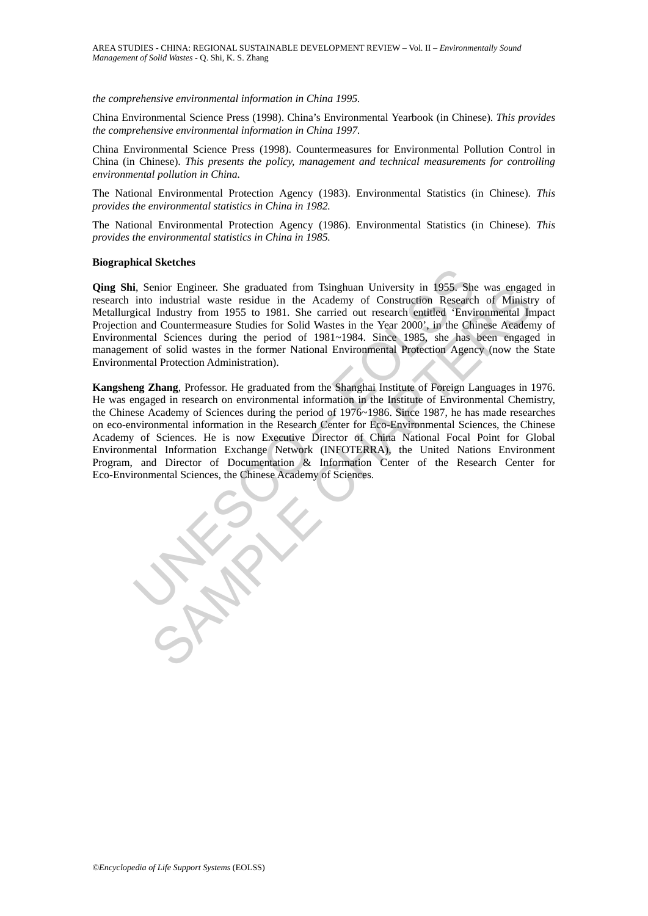*the comprehensive environmental information in China 1995.*

China Environmental Science Press (1998). China's Environmental Yearbook (in Chinese). *This provides the comprehensive environmental information in China 1997.*

China Environmental Science Press (1998). Countermeasures for Environmental Pollution Control in China (in Chinese). *This presents the policy, management and technical measurements for controlling environmental pollution in China.*

The National Environmental Protection Agency (1983). Environmental Statistics (in Chinese). *This provides the environmental statistics in China in 1982.*

The National Environmental Protection Agency (1986). Environmental Statistics (in Chinese). *This provides the environmental statistics in China in 1985.*

**Biographical Sketches**

**Qing Shi**, Senior Engineer. She graduated from Tsinghuan University in 1955. She was engaged in research into industrial waste residue in the Academy of Construction Research of Ministry of Metallurgical Industry from 1955 to 1981. She carried out research entitled 'Environmental Impact Projection and Countermeasure Studies for Solid Wastes in the Year 2000', in the Chinese Academy of Environmental Sciences during the period of 1981~1984. Since 1985, she has been engaged in management of solid wastes in the former National Environmental Protection Agency (now the State Environmental Protection Administration).

**Kangsheng Zhang**, Professor. He graduated from the Shanghai Institute of Foreign Languages in 1976. He was engaged in research on environmental information in the Institute of Environmental Chemistry, the Chinese Academy of Sciences during the period of 1976~1986. Since 1987, he has made researches on eco-environmental information in the Research Center for Eco-Environmental Sciences, the Chinese Academy of Sciences. He is now Executive Director of China National Focal Point for Global Environmental Information Exchange Network (INFOTERRA), the United Nations Environment Program, and Director of Documentation & Information Center of the Research Center for Eco-Environmental Sciences, the Chinese Academy of Sciences.